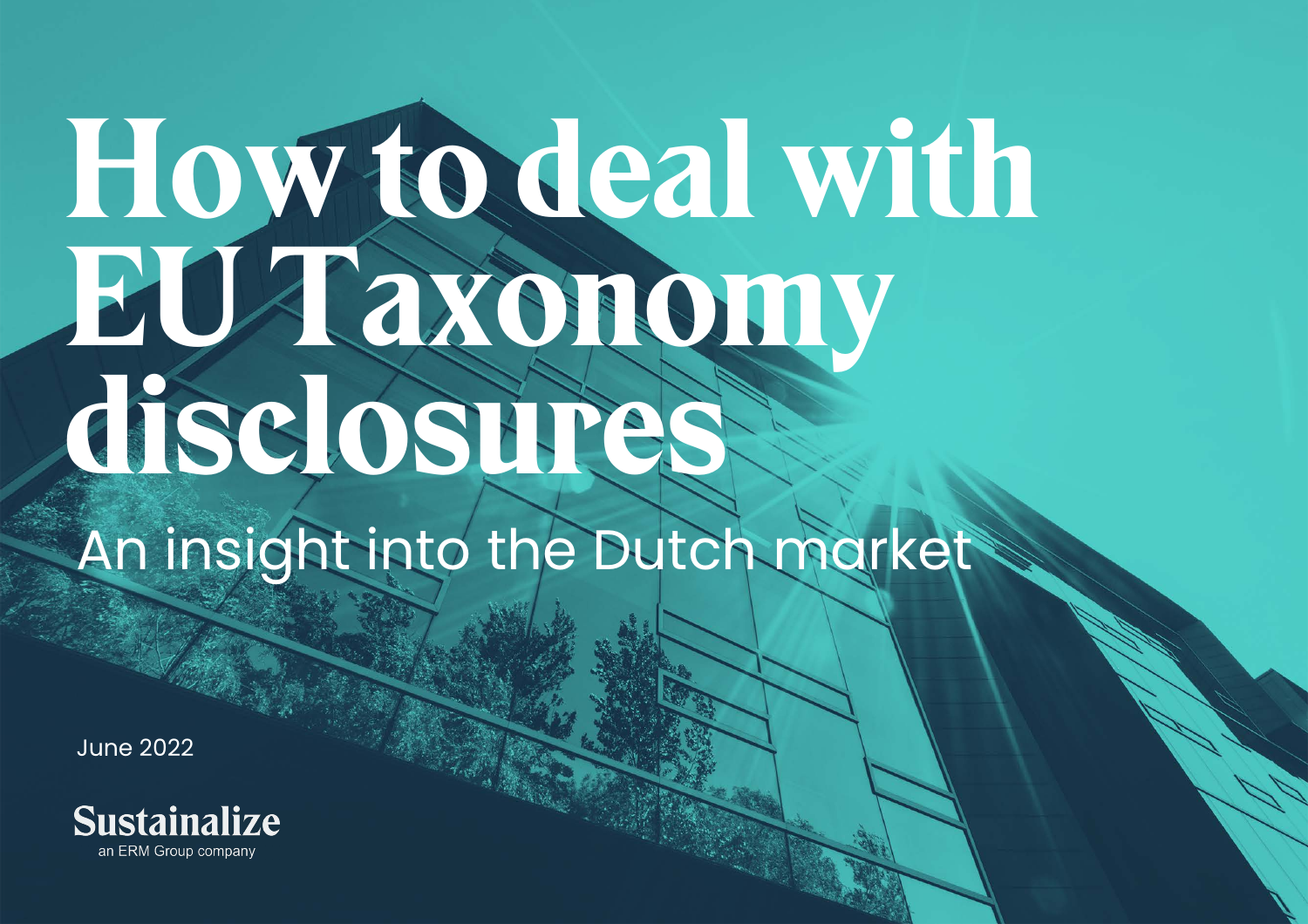# How to deal with EU Taxonomy disclosures

## An insight into the Dutch market

June 2022

**Sustainalize**
an ERM Group company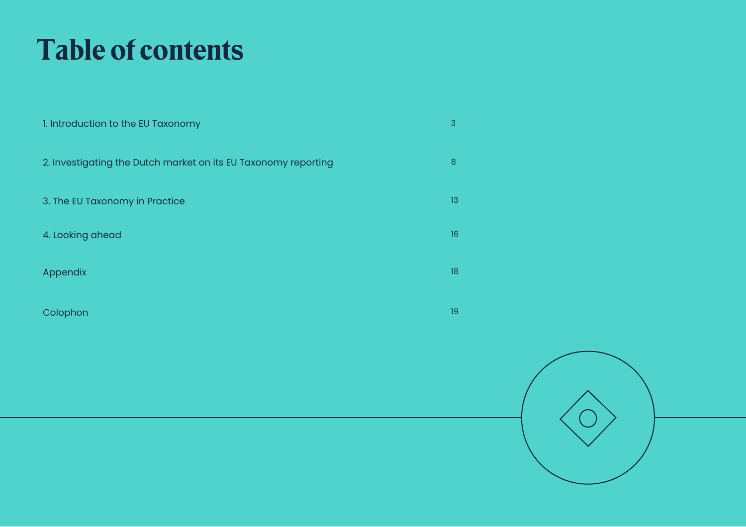# Table of contents

| | |
|---|---|
| 1. Introduction to the EU Taxonomy | 3 |
| 2. Investigating the Dutch market on its EU Taxonomy reporting | 8 |
| 3. The EU Taxonomy in Practice | 13 |
| 4. Looking ahead | 16 |
| Appendix | 18 |
| Colophon | 19 |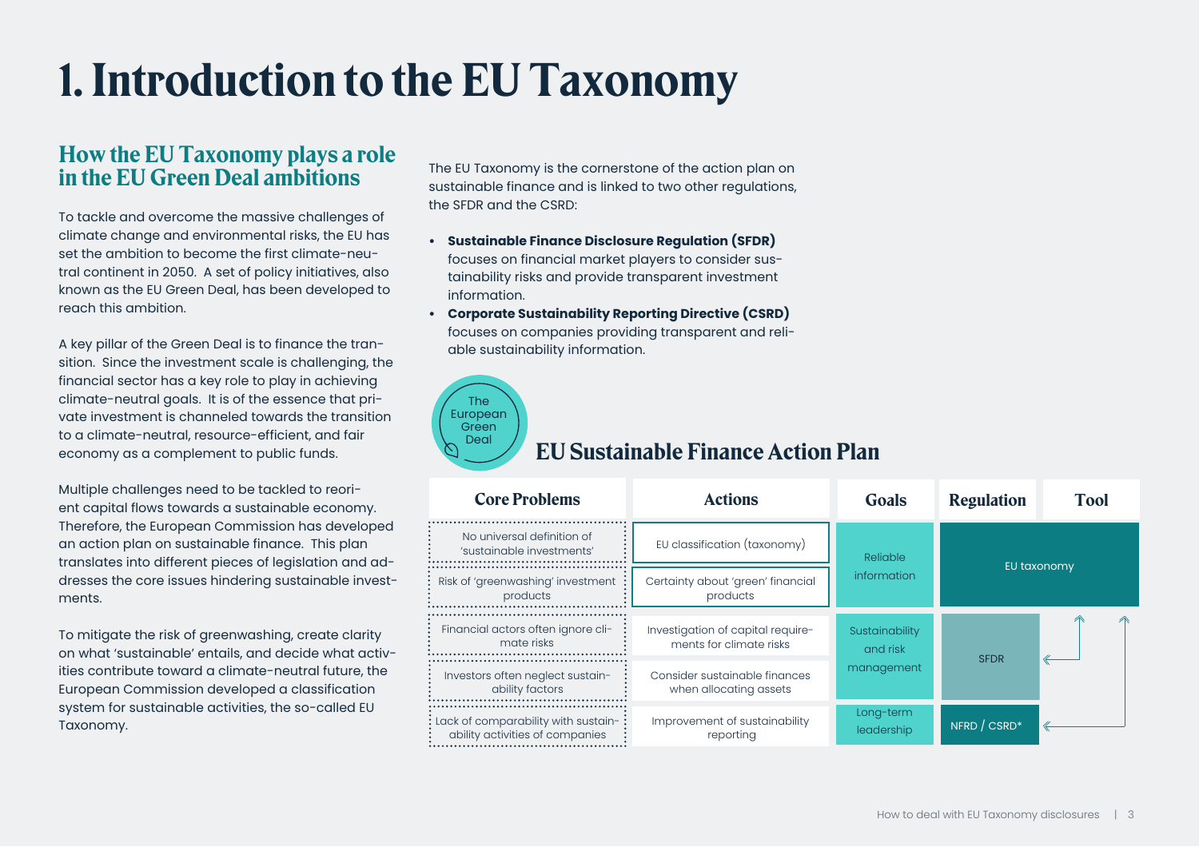# 1. Introduction to the EU Taxonomy

## How the EU Taxonomy plays a role in the EU Green Deal ambitions

To tackle and overcome the massive challenges of climate change and environmental risks, the EU has set the ambition to become the first climate-neutral continent in 2050. A set of policy initiatives, also known as the EU Green Deal, has been developed to reach this ambition.

A key pillar of the Green Deal is to finance the transition. Since the investment scale is challenging, the financial sector has a key role to play in achieving climate-neutral goals. It is of the essence that private investment is channeled towards the transition to a climate-neutral, resource-efficient, and fair economy as a complement to public funds.

Multiple challenges need to be tackled to reorient capital flows towards a sustainable economy. Therefore, the European Commission has developed an action plan on sustainable finance. This plan translates into different pieces of legislation and addresses the core issues hindering sustainable investments.

To mitigate the risk of greenwashing, create clarity on what 'sustainable' entails, and decide what activities contribute toward a climate-neutral future, the European Commission developed a classification system for sustainable activities, the so-called EU Taxonomy.

The EU Taxonomy is the cornerstone of the action plan on sustainable finance and is linked to two other regulations, the SFDR and the CSRD:

- **Sustainable Finance Disclosure Regulation (SFDR)** focuses on financial market players to consider sustainability risks and provide transparent investment information.
- **Corporate Sustainability Reporting Directive (CSRD)** focuses on companies providing transparent and reliable sustainability information.

The European Green Deal

### EU Sustainable Finance Action Plan

| Core Problems | Actions | Goals | Regulation | Tool |
|---|---|---|---|---|
| No universal definition of 'sustainable investments' | EU classification (taxonomy) | Reliable information | EU taxonomy | |
| Risk of 'greenwashing' investment products | Certainty about 'green' financial products | | | |
| Financial actors often ignore climate risks | Investigation of capital requirements for climate risks | Sustainability and risk management | SFDR | |
| Investors often neglect sustainability factors | Consider sustainable finances when allocating assets | | | |
| Lack of comparability with sustainability activities of companies | Improvement of sustainability reporting | Long-term leadership | NFRD / CSRD* | |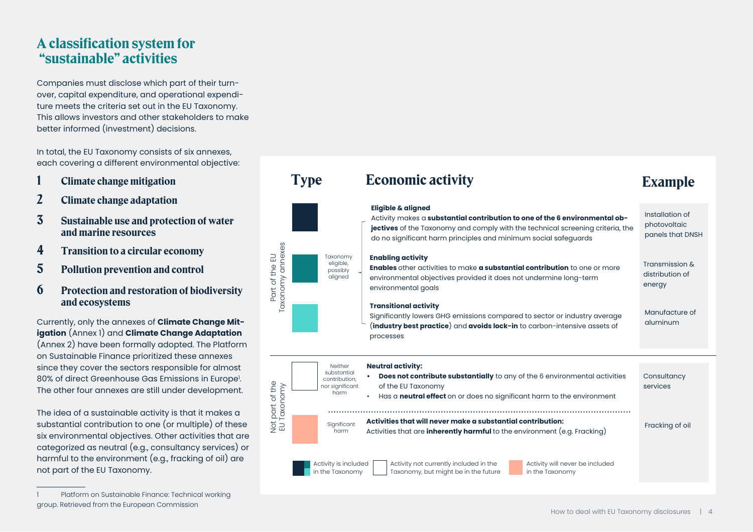# A classification system for "sustainable" activities

Companies must disclose which part of their turnover, capital expenditure, and operational expenditure meets the criteria set out in the EU Taxonomy. This allows investors and other stakeholders to make better informed (investment) decisions.

In total, the EU Taxonomy consists of six annexes, each covering a different environmental objective:

1. **Climate change mitigation**
2. **Climate change adaptation**
3. **Sustainable use and protection of water and marine resources**
4. **Transition to a circular economy**
5. **Pollution prevention and control**
6. **Protection and restoration of biodiversity and ecosystems**

Currently, only the annexes of **Climate Change Mitigation** (Annex 1) and **Climate Change Adaptation** (Annex 2) have been formally adopted. The Platform on Sustainable Finance prioritized these annexes since they cover the sectors responsible for almost 80% of direct Greenhouse Gas Emissions in Europe[1]. The other four annexes are still under development.

The idea of a sustainable activity is that it makes a substantial contribution to one (or multiple) of these six environmental objectives. Other activities that are categorized as neutral (e.g., consultancy services) or harmful to the environment (e.g., fracking of oil) are not part of the EU Taxonomy.

| | Type | | Economic activity | Example |
|---|---|---|---|---|
| Part of the EU Taxonomy annexes | ■ (dark navy) | Taxonomy eligible, possibly aligned | **Eligible & aligned**<br>Activity makes a **substantial contribution to one of the 6 environmental objectives** of the Taxonomy and comply with the technical screening criteria, the do no significant harm principles and minimum social safeguards | Installation of photovoltaic panels that DNSH |
| | ■ (teal) | | **Enabling activity**<br>**Enables** other activities to make **a substantial contribution** to one or more environmental objectives provided it does not undermine long-term environmental goals | Transmission & distribution of energy |
| | ■ (light turquoise) | | **Transitional activity**<br>Significantly lowers GHG emissions compared to sector or industry average (**industry best practice**) and **avoids lock-in** to carbon-intensive assets of processes | Manufacture of aluminum |
| Not part of the EU Taxonomy | □ (white) | Neither substantial contribution, nor significant harm | **Neutral activity:**<br>• **Does not contribute substantially** to any of the 6 environmental activities of the EU Taxonomy<br>• Has a **neutral effect** on or does no significant harm to the environment | Consultancy services |
| | ■ (salmon) | Significant harm | **Activities that will never make a substantial contribution:**<br>Activities that are **inherently harmful** to the environment (e.g. Fracking) | Fracking of oil |

Legend: Activity is included in the Taxonomy | Activity not currently included in the Taxonomy, but might be in the future | Activity will never be included in the Taxonomy

1 Platform on Sustainable Finance: Technical working group. Retrieved from the European Commission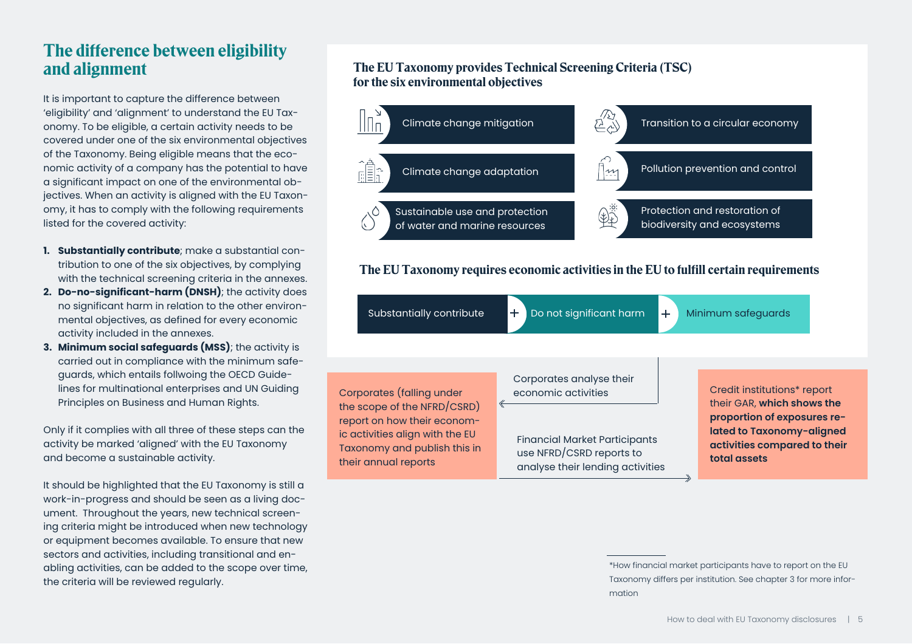## The difference between eligibility and alignment

It is important to capture the difference between 'eligibility' and 'alignment' to understand the EU Taxonomy. To be eligible, a certain activity needs to be covered under one of the six environmental objectives of the Taxonomy. Being eligible means that the economic activity of a company has the potential to have a significant impact on one of the environmental objectives. When an activity is aligned with the EU Taxonomy, it has to comply with the following requirements listed for the covered activity:

1. **Substantially contribute**; make a substantial contribution to one of the six objectives, by complying with the technical screening criteria in the annexes.
2. **Do-no-significant-harm (DNSH)**; the activity does no significant harm in relation to the other environmental objectives, as defined for every economic activity included in the annexes.
3. **Minimum social safeguards (MSS)**; the activity is carried out in compliance with the minimum safeguards, which entails follwoing the OECD Guidelines for multinational enterprises and UN Guiding Principles on Business and Human Rights.

Only if it complies with all three of these steps can the activity be marked 'aligned' with the EU Taxonomy and become a sustainable activity.

It should be highlighted that the EU Taxonomy is still a work-in-progress and should be seen as a living document. Throughout the years, new technical screening criteria might be introduced when new technology or equipment becomes available. To ensure that new sectors and activities, including transitional and enabling activities, can be added to the scope over time, the criteria will be reviewed regularly.

### The EU Taxonomy provides Technical Screening Criteria (TSC) for the six environmental objectives

- Climate change mitigation
- Transition to a circular economy
- Climate change adaptation
- Pollution prevention and control
- Sustainable use and protection of water and marine resources
- Protection and restoration of biodiversity and ecosystems

### The EU Taxonomy requires economic activities in the EU to fulfill certain requirements

Substantially contribute + Do not significant harm + Minimum safeguards

Corporates analyse their economic activities

Corporates (falling under the scope of the NFRD/CSRD) report on how their economic activities align with the EU Taxonomy and publish this in their annual reports

Financial Market Participants use NFRD/CSRD reports to analyse their lending activities

Credit institutions* report their GAR, **which shows the proportion of exposures related to Taxonomy-aligned activities compared to their total assets**

*How financial market participants have to report on the EU Taxonomy differs per institution. See chapter 3 for more information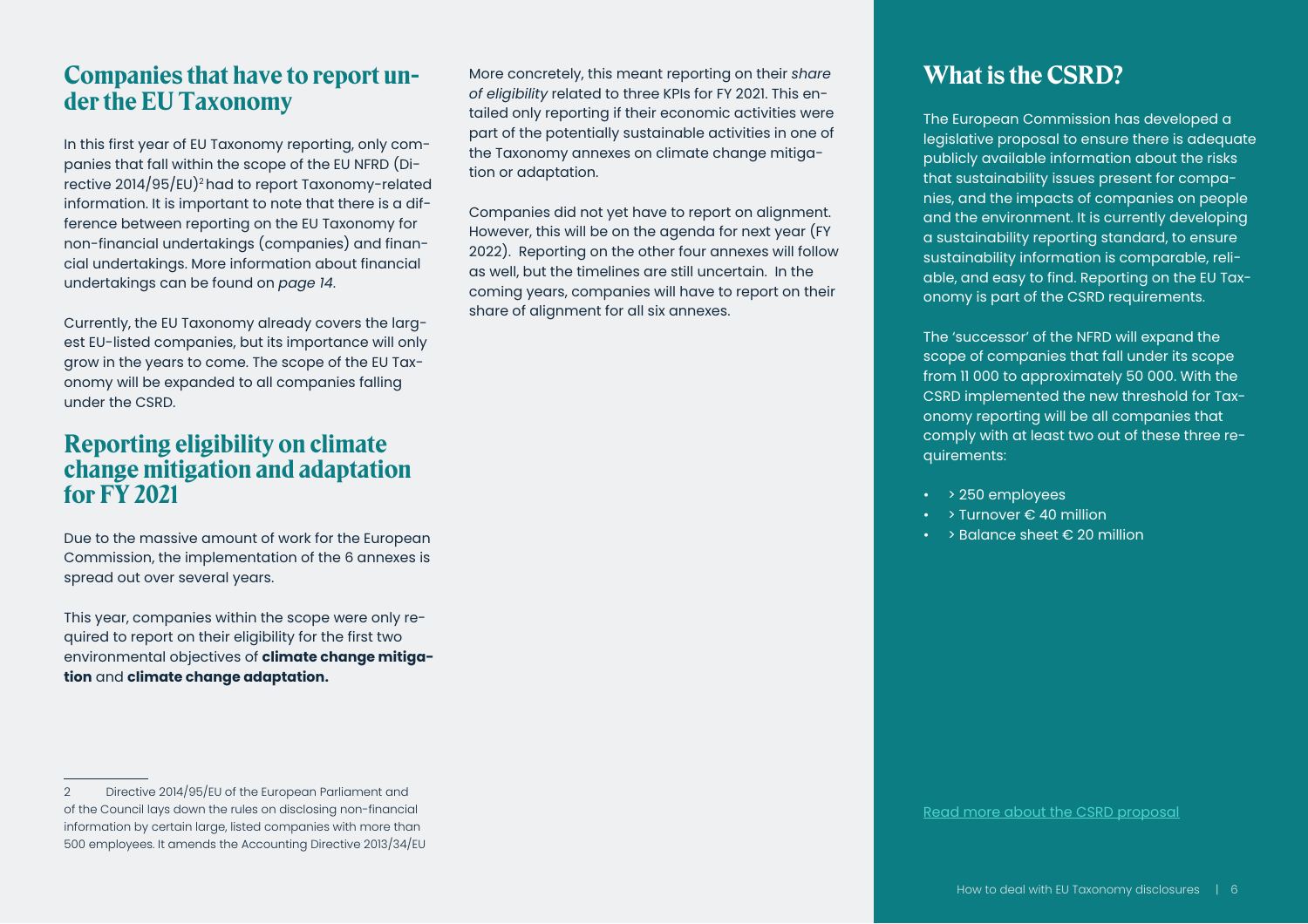## Companies that have to report under the EU Taxonomy

In this first year of EU Taxonomy reporting, only companies that fall within the scope of the EU NFRD (Directive 2014/95/EU)[2] had to report Taxonomy-related information. It is important to note that there is a difference between reporting on the EU Taxonomy for non-financial undertakings (companies) and financial undertakings. More information about financial undertakings can be found on *page 14*.

Currently, the EU Taxonomy already covers the largest EU-listed companies, but its importance will only grow in the years to come. The scope of the EU Taxonomy will be expanded to all companies falling under the CSRD.

## Reporting eligibility on climate change mitigation and adaptation for FY 2021

Due to the massive amount of work for the European Commission, the implementation of the 6 annexes is spread out over several years.

This year, companies within the scope were only required to report on their eligibility for the first two environmental objectives of **climate change mitigation** and **climate change adaptation.**

More concretely, this meant reporting on their *share of eligibility* related to three KPIs for FY 2021. This entailed only reporting if their economic activities were part of the potentially sustainable activities in one of the Taxonomy annexes on climate change mitigation or adaptation.

Companies did not yet have to report on alignment. However, this will be on the agenda for next year (FY 2022). Reporting on the other four annexes will follow as well, but the timelines are still uncertain. In the coming years, companies will have to report on their share of alignment for all six annexes.

## What is the CSRD?

The European Commission has developed a legislative proposal to ensure there is adequate publicly available information about the risks that sustainability issues present for companies, and the impacts of companies on people and the environment. It is currently developing a sustainability reporting standard, to ensure sustainability information is comparable, reliable, and easy to find. Reporting on the EU Taxonomy is part of the CSRD requirements.

The 'successor' of the NFRD will expand the scope of companies that fall under its scope from 11 000 to approximately 50 000. With the CSRD implemented the new threshold for Taxonomy reporting will be all companies that comply with at least two out of these three requirements:

- > 250 employees
- > Turnover € 40 million
- > Balance sheet € 20 million

Read more about the CSRD proposal

---

2 Directive 2014/95/EU of the European Parliament and of the Council lays down the rules on disclosing non-financial information by certain large, listed companies with more than 500 employees. It amends the Accounting Directive 2013/34/EU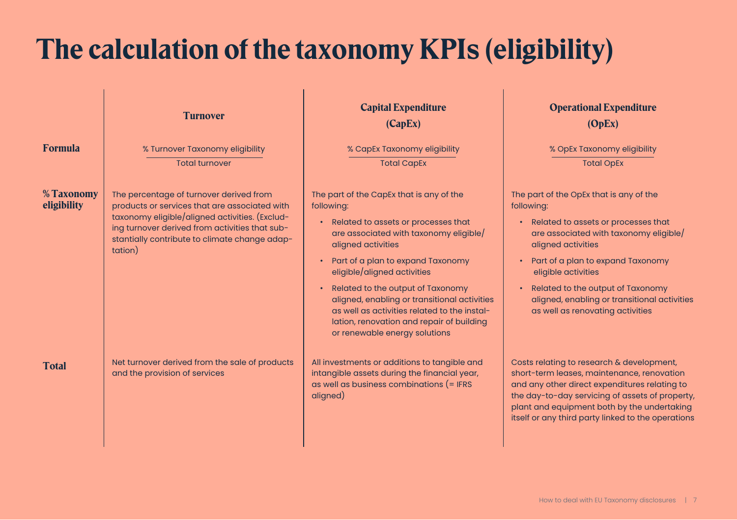# The calculation of the taxonomy KPIs (eligibility)

| | Turnover | Capital Expenditure (CapEx) | Operational Expenditure (OpEx) |
|---|---|---|---|
| **Formula** | % Turnover Taxonomy eligibility / Total turnover | % CapEx Taxonomy eligibility / Total CapEx | % OpEx Taxonomy eligibility / Total OpEx |
| **% Taxonomy eligibility** | The percentage of turnover derived from products or services that are associated with taxonomy eligible/aligned activities. (Excluding turnover derived from activities that substantially contribute to climate change adaptation) | The part of the CapEx that is any of the following:<br>• Related to assets or processes that are associated with taxonomy eligible/aligned activities<br>• Part of a plan to expand Taxonomy eligible/aligned activities<br>• Related to the output of Taxonomy aligned, enabling or transitional activities as well as activities related to the installation, renovation and repair of building or renewable energy solutions | The part of the OpEx that is any of the following:<br>• Related to assets or processes that are associated with taxonomy eligible/aligned activities<br>• Part of a plan to expand Taxonomy eligible activities<br>• Related to the output of Taxonomy aligned, enabling or transitional activities as well as renovating activities |
| **Total** | Net turnover derived from the sale of products and the provision of services | All investments or additions to tangible and intangible assets during the financial year, as well as business combinations (= IFRS aligned) | Costs relating to research & development, short-term leases, maintenance, renovation and any other direct expenditures relating to the day-to-day servicing of assets of property, plant and equipment both by the undertaking itself or any third party linked to the operations |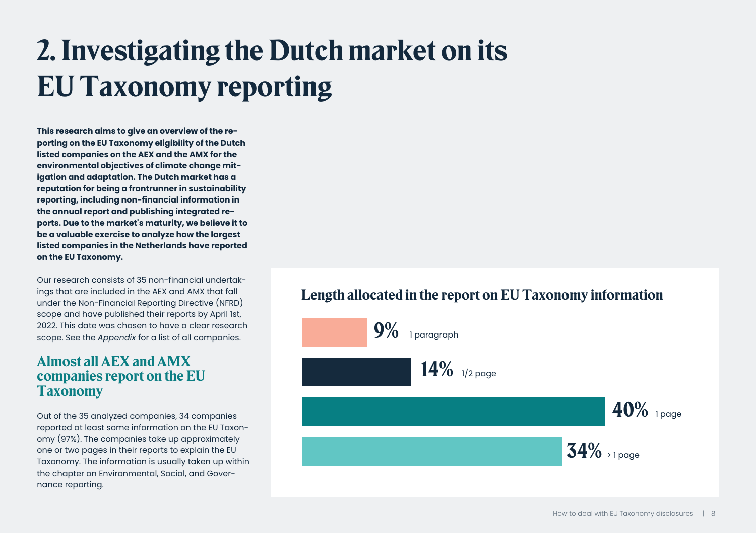# 2. Investigating the Dutch market on its EU Taxonomy reporting

**This research aims to give an overview of the reporting on the EU Taxonomy eligibility of the Dutch listed companies on the AEX and the AMX for the environmental objectives of climate change mitigation and adaptation. The Dutch market has a reputation for being a frontrunner in sustainability reporting, including non-financial information in the annual report and publishing integrated reports. Due to the market's maturity, we believe it to be a valuable exercise to analyze how the largest listed companies in the Netherlands have reported on the EU Taxonomy.**

Our research consists of 35 non-financial undertakings that are included in the AEX and AMX that fall under the Non-Financial Reporting Directive (NFRD) scope and have published their reports by April 1st, 2022. This date was chosen to have a clear research scope. See the *Appendix* for a list of all companies.

## Almost all AEX and AMX companies report on the EU Taxonomy

Out of the 35 analyzed companies, 34 companies reported at least some information on the EU Taxonomy (97%). The companies take up approximately one or two pages in their reports to explain the EU Taxonomy. The information is usually taken up within the chapter on Environmental, Social, and Governance reporting.

### Length allocated in the report on EU Taxonomy information

| Length | Share |
|---|---|
| 1 paragraph | 9% |
| 1/2 page | 14% |
| 1 page | 40% |
| > 1 page | 34% |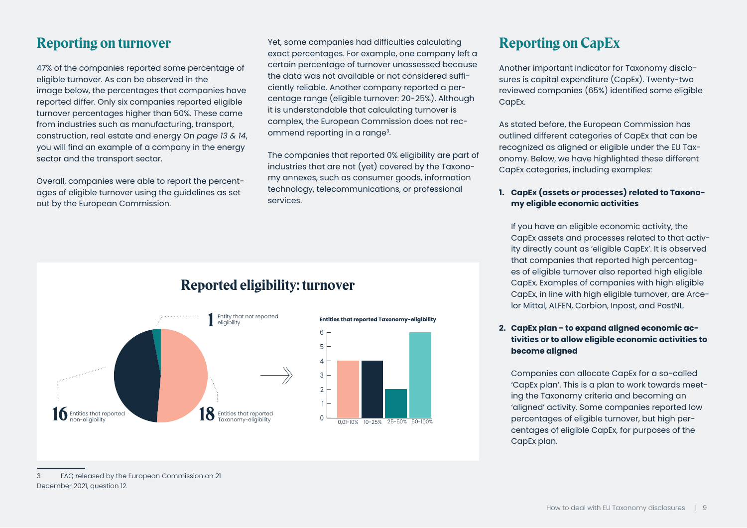## Reporting on turnover

47% of the companies reported some percentage of eligible turnover. As can be observed in the image below, the percentages that companies have reported differ. Only six companies reported eligible turnover percentages higher than 50%. These came from industries such as manufacturing, transport, construction, real estate and energy On *page 13 & 14*, you will find an example of a company in the energy sector and the transport sector.

Overall, companies were able to report the percentages of eligible turnover using the guidelines as set out by the European Commission.

Yet, some companies had difficulties calculating exact percentages. For example, one company left a certain percentage of turnover unassessed because the data was not available or not considered sufficiently reliable. Another company reported a percentage range (eligible turnover: 20-25%). Although it is understandable that calculating turnover is complex, the European Commission does not recommend reporting in a range[3].

The companies that reported 0% eligibility are part of industries that are not (yet) covered by the Taxonomy annexes, such as consumer goods, information technology, telecommunications, or professional services.

### Reported eligibility: turnover

- **1** Entity that not reported eligibility
- **16** Entities that reported non-eligibility
- **18** Entities that reported Taxonomy-eligibility

**Entities that reported Taxonomy-eligibility**

| Eligible turnover | Entities |
|---|---|
| 0,01-10% | 4 |
| 10-25% | 4 |
| 25-50% | 2 |
| 50-100% | 6 |

## Reporting on CapEx

Another important indicator for Taxonomy disclosures is capital expenditure (CapEx). Twenty-two reviewed companies (65%) identified some eligible CapEx.

As stated before, the European Commission has outlined different categories of CapEx that can be recognized as aligned or eligible under the EU Taxonomy. Below, we have highlighted these different CapEx categories, including examples:

1. **CapEx (assets or processes) related to Taxonomy eligible economic activities**

   If you have an eligible economic activity, the CapEx assets and processes related to that activity directly count as 'eligible CapEx'. It is observed that companies that reported high percentages of eligible turnover also reported high eligible CapEx. Examples of companies with high eligible CapEx, in line with high eligible turnover, are Arcelor Mittal, ALFEN, Corbion, Inpost, and PostNL.

2. **CapEx plan - to expand aligned economic activities or to allow eligible economic activities to become aligned**

   Companies can allocate CapEx for a so-called 'CapEx plan'. This is a plan to work towards meeting the Taxonomy criteria and becoming an 'aligned' activity. Some companies reported low percentages of eligible turnover, but high percentages of eligible CapEx, for purposes of the CapEx plan.

---

3 FAQ released by the European Commission on 21 December 2021, question 12.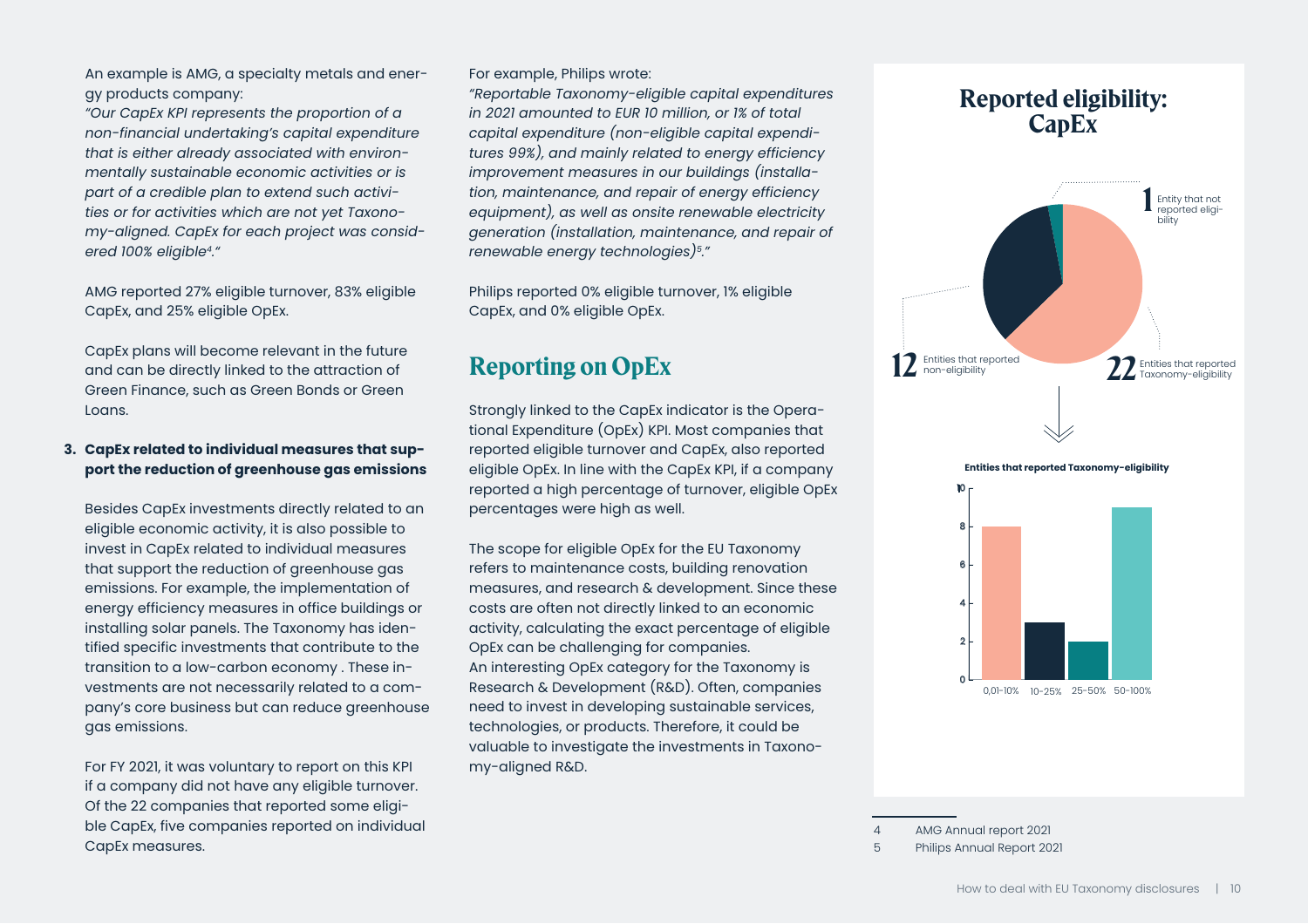An example is AMG, a specialty metals and energy products company:

*"Our CapEx KPI represents the proportion of a non-financial undertaking's capital expenditure that is either already associated with environmentally sustainable economic activities or is part of a credible plan to extend such activities or for activities which are not yet Taxonomy-aligned. CapEx for each project was considered 100% eligible[4]."*

AMG reported 27% eligible turnover, 83% eligible CapEx, and 25% eligible OpEx.

CapEx plans will become relevant in the future and can be directly linked to the attraction of Green Finance, such as Green Bonds or Green Loans.

3. **CapEx related to individual measures that support the reduction of greenhouse gas emissions**

Besides CapEx investments directly related to an eligible economic activity, it is also possible to invest in CapEx related to individual measures that support the reduction of greenhouse gas emissions. For example, the implementation of energy efficiency measures in office buildings or installing solar panels. The Taxonomy has identified specific investments that contribute to the transition to a low-carbon economy . These investments are not necessarily related to a company's core business but can reduce greenhouse gas emissions.

For FY 2021, it was voluntary to report on this KPI if a company did not have any eligible turnover. Of the 22 companies that reported some eligible CapEx, five companies reported on individual CapEx measures.

For example, Philips wrote:

*"Reportable Taxonomy-eligible capital expenditures in 2021 amounted to EUR 10 million, or 1% of total capital expenditure (non-eligible capital expenditures 99%), and mainly related to energy efficiency improvement measures in our buildings (installation, maintenance, and repair of energy efficiency equipment), as well as onsite renewable electricity generation (installation, maintenance, and repair of renewable energy technologies)[5]."*

Philips reported 0% eligible turnover, 1% eligible CapEx, and 0% eligible OpEx.

## Reporting on OpEx

Strongly linked to the CapEx indicator is the Operational Expenditure (OpEx) KPI. Most companies that reported eligible turnover and CapEx, also reported eligible OpEx. In line with the CapEx KPI, if a company reported a high percentage of turnover, eligible OpEx percentages were high as well.

The scope for eligible OpEx for the EU Taxonomy refers to maintenance costs, building renovation measures, and research & development. Since these costs are often not directly linked to an economic activity, calculating the exact percentage of eligible OpEx can be challenging for companies.

An interesting OpEx category for the Taxonomy is Research & Development (R&D). Often, companies need to invest in developing sustainable services, technologies, or products. Therefore, it could be valuable to investigate the investments in Taxonomy-aligned R&D.

## Reported eligibility: CapEx

- **1** Entity that not reported eligibility
- **12** Entities that reported non-eligibility
- **22** Entities that reported Taxonomy-eligibility

**Entities that reported Taxonomy-eligibility**

| Eligible CapEx | Number of entities |
|---|---|
| 0,01-10% | 8 |
| 10-25% | 3 |
| 25-50% | 2 |
| 50-100% | 9 |

4 AMG Annual report 2021

5 Philips Annual Report 2021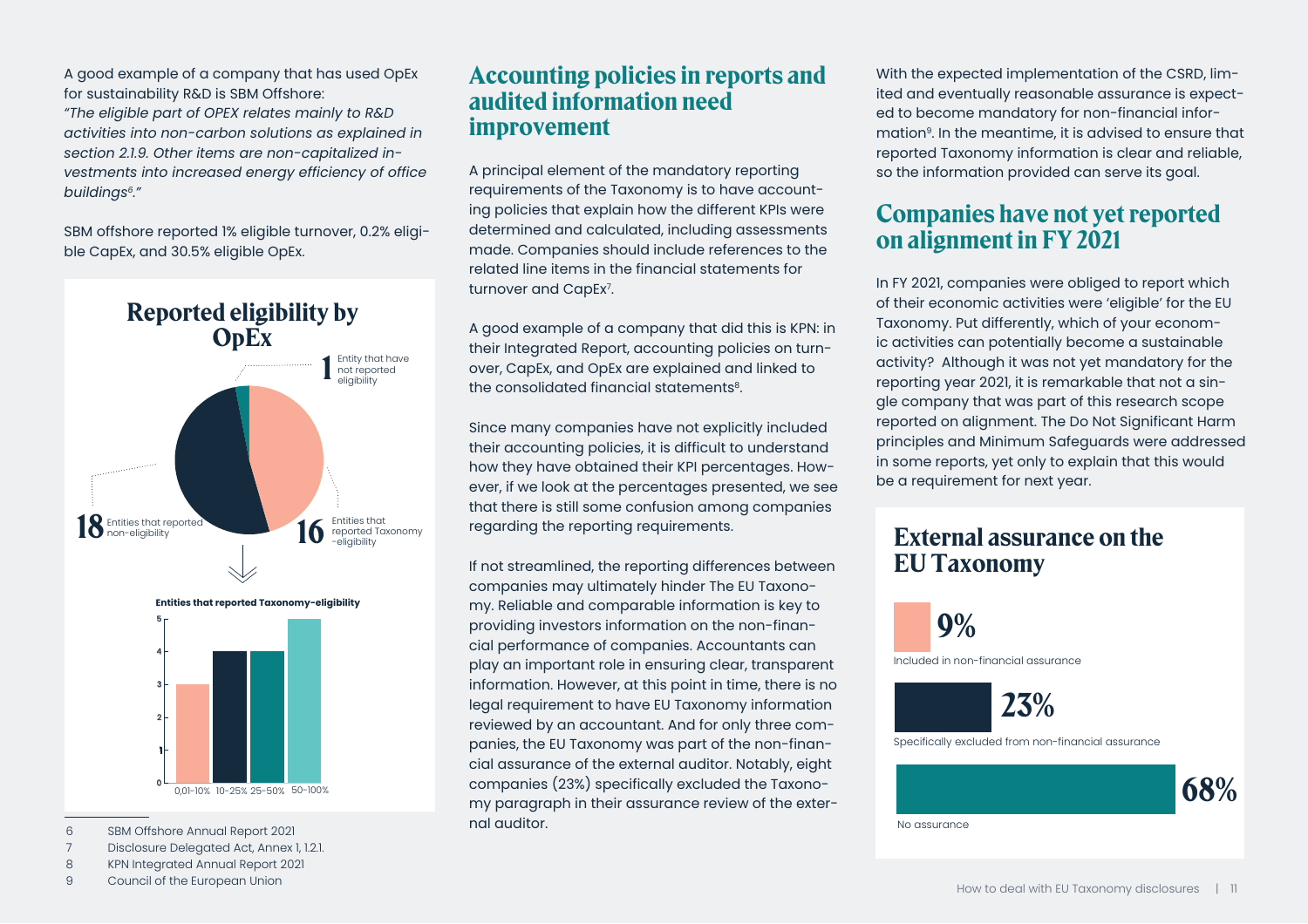A good example of a company that has used OpEx for sustainability R&D is SBM Offshore: *"The eligible part of OPEX relates mainly to R&D activities into non-carbon solutions as explained in section 2.1.9. Other items are non-capitalized investments into increased energy efficiency of office buildings[6]."*

SBM offshore reported 1% eligible turnover, 0.2% eligible CapEx, and 30.5% eligible OpEx.

### Reported eligibility by OpEx

- **1** Entity that have not reported eligibility
- **18** Entities that reported non-eligibility
- **16** Entities that reported Taxonomy-eligibility

**Entities that reported Taxonomy-eligibility**

| Range | Entities |
|---|---|
| 0,01-10% | 3 |
| 10-25% | 4 |
| 25-50% | 4 |
| 50-100% | 5 |

## Accounting policies in reports and audited information need improvement

A principal element of the mandatory reporting requirements of the Taxonomy is to have accounting policies that explain how the different KPIs were determined and calculated, including assessments made. Companies should include references to the related line items in the financial statements for turnover and CapEx[7].

A good example of a company that did this is KPN: in their Integrated Report, accounting policies on turnover, CapEx, and OpEx are explained and linked to the consolidated financial statements[8].

Since many companies have not explicitly included their accounting policies, it is difficult to understand how they have obtained their KPI percentages. However, if we look at the percentages presented, we see that there is still some confusion among companies regarding the reporting requirements.

If not streamlined, the reporting differences between companies may ultimately hinder The EU Taxonomy. Reliable and comparable information is key to providing investors information on the non-financial performance of companies. Accountants can play an important role in ensuring clear, transparent information. However, at this point in time, there is no legal requirement to have EU Taxonomy information reviewed by an accountant. And for only three companies, the EU Taxonomy was part of the non-financial assurance of the external auditor. Notably, eight companies (23%) specifically excluded the Taxonomy paragraph in their assurance review of the external auditor.

With the expected implementation of the CSRD, limited and eventually reasonable assurance is expected to become mandatory for non-financial information[9]. In the meantime, it is advised to ensure that reported Taxonomy information is clear and reliable, so the information provided can serve its goal.

## Companies have not yet reported on alignment in FY 2021

In FY 2021, companies were obliged to report which of their economic activities were 'eligible' for the EU Taxonomy. Put differently, which of your economic activities can potentially become a sustainable activity? Although it was not yet mandatory for the reporting year 2021, it is remarkable that not a single company that was part of this research scope reported on alignment. The Do Not Significant Harm principles and Minimum Safeguards were addressed in some reports, yet only to explain that this would be a requirement for next year.

### External assurance on the EU Taxonomy

- **9%** Included in non-financial assurance
- **23%** Specifically excluded from non-financial assurance
- **68%** No assurance

---

6 SBM Offshore Annual Report 2021
7 Disclosure Delegated Act, Annex 1, 1.2.1.
8 KPN Integrated Annual Report 2021
9 Council of the European Union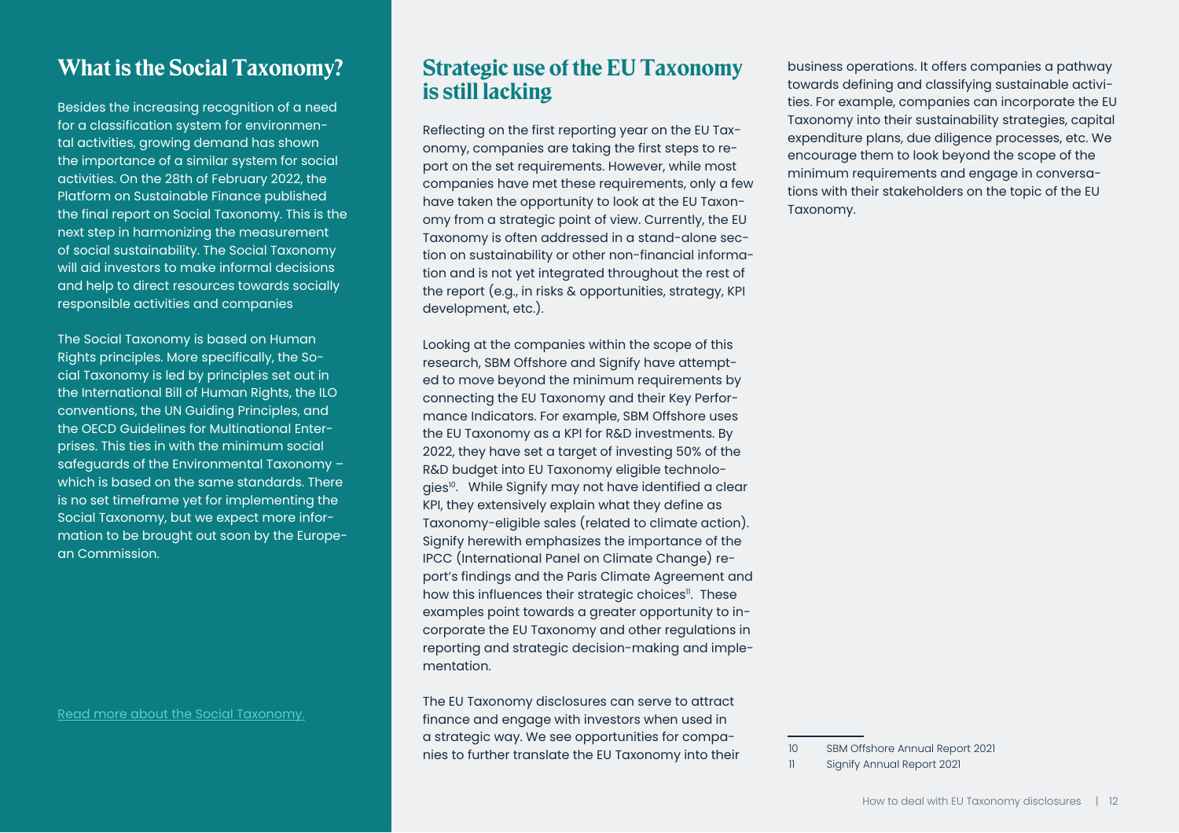## What is the Social Taxonomy?

Besides the increasing recognition of a need for a classification system for environmental activities, growing demand has shown the importance of a similar system for social activities. On the 28th of February 2022, the Platform on Sustainable Finance published the final report on Social Taxonomy. This is the next step in harmonizing the measurement of social sustainability. The Social Taxonomy will aid investors to make informal decisions and help to direct resources towards socially responsible activities and companies

The Social Taxonomy is based on Human Rights principles. More specifically, the Social Taxonomy is led by principles set out in the International Bill of Human Rights, the ILO conventions, the UN Guiding Principles, and the OECD Guidelines for Multinational Enterprises. This ties in with the minimum social safeguards of the Environmental Taxonomy – which is based on the same standards. There is no set timeframe yet for implementing the Social Taxonomy, but we expect more information to be brought out soon by the European Commission.

Read more about the Social Taxonomy.

## Strategic use of the EU Taxonomy is still lacking

Reflecting on the first reporting year on the EU Taxonomy, companies are taking the first steps to report on the set requirements. However, while most companies have met these requirements, only a few have taken the opportunity to look at the EU Taxonomy from a strategic point of view. Currently, the EU Taxonomy is often addressed in a stand-alone section on sustainability or other non-financial information and is not yet integrated throughout the rest of the report (e.g., in risks & opportunities, strategy, KPI development, etc.).

Looking at the companies within the scope of this research, SBM Offshore and Signify have attempted to move beyond the minimum requirements by connecting the EU Taxonomy and their Key Performance Indicators. For example, SBM Offshore uses the EU Taxonomy as a KPI for R&D investments. By 2022, they have set a target of investing 50% of the R&D budget into EU Taxonomy eligible technologies[10]. While Signify may not have identified a clear KPI, they extensively explain what they define as Taxonomy-eligible sales (related to climate action). Signify herewith emphasizes the importance of the IPCC (International Panel on Climate Change) report's findings and the Paris Climate Agreement and how this influences their strategic choices[11]. These examples point towards a greater opportunity to incorporate the EU Taxonomy and other regulations in reporting and strategic decision-making and implementation.

The EU Taxonomy disclosures can serve to attract finance and engage with investors when used in a strategic way. We see opportunities for companies to further translate the EU Taxonomy into their business operations. It offers companies a pathway towards defining and classifying sustainable activities. For example, companies can incorporate the EU Taxonomy into their sustainability strategies, capital expenditure plans, due diligence processes, etc. We encourage them to look beyond the scope of the minimum requirements and engage in conversations with their stakeholders on the topic of the EU Taxonomy.

10 SBM Offshore Annual Report 2021

11 Signify Annual Report 2021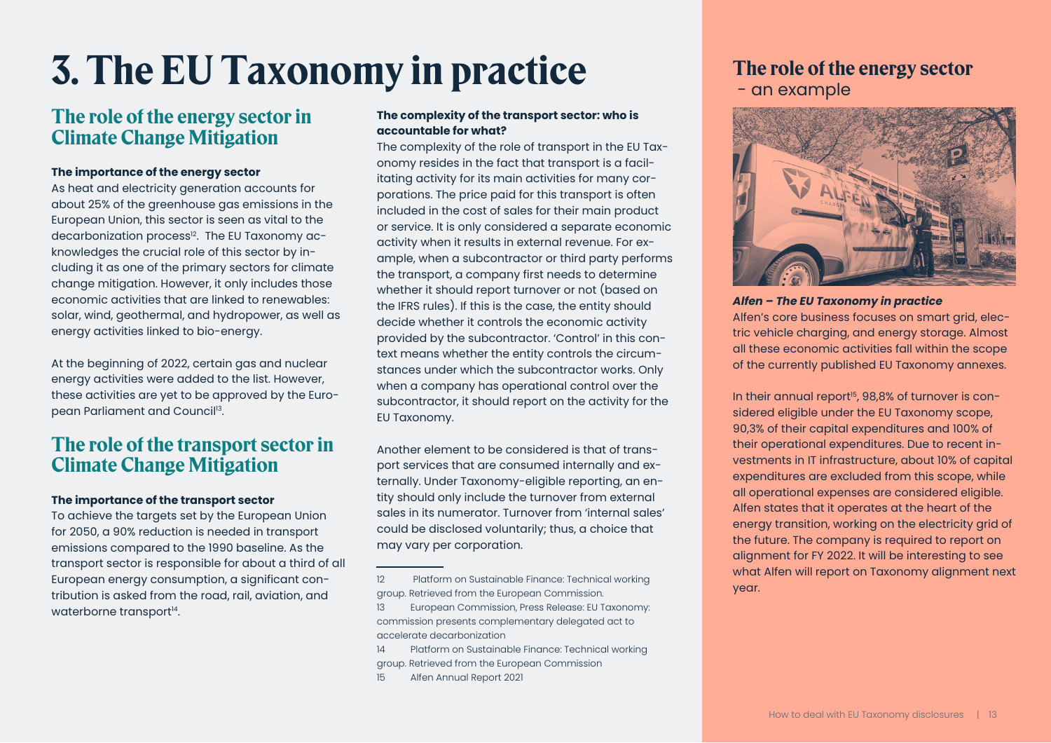# 3. The EU Taxonomy in practice

## The role of the energy sector in Climate Change Mitigation

**The importance of the energy sector**

As heat and electricity generation accounts for about 25% of the greenhouse gas emissions in the European Union, this sector is seen as vital to the decarbonization process[12]. The EU Taxonomy acknowledges the crucial role of this sector by including it as one of the primary sectors for climate change mitigation. However, it only includes those economic activities that are linked to renewables: solar, wind, geothermal, and hydropower, as well as energy activities linked to bio-energy.

At the beginning of 2022, certain gas and nuclear energy activities were added to the list. However, these activities are yet to be approved by the European Parliament and Council[13].

## The role of the transport sector in Climate Change Mitigation

**The importance of the transport sector**

To achieve the targets set by the European Union for 2050, a 90% reduction is needed in transport emissions compared to the 1990 baseline. As the transport sector is responsible for about a third of all European energy consumption, a significant contribution is asked from the road, rail, aviation, and waterborne transport[14].

**The complexity of the transport sector: who is accountable for what?**

The complexity of the role of transport in the EU Taxonomy resides in the fact that transport is a facilitating activity for its main activities for many corporations. The price paid for this transport is often included in the cost of sales for their main product or service. It is only considered a separate economic activity when it results in external revenue. For example, when a subcontractor or third party performs the transport, a company first needs to determine whether it should report turnover or not (based on the IFRS rules). If this is the case, the entity should decide whether it controls the economic activity provided by the subcontractor. 'Control' in this context means whether the entity controls the circumstances under which the subcontractor works. Only when a company has operational control over the subcontractor, it should report on the activity for the EU Taxonomy.

Another element to be considered is that of transport services that are consumed internally and externally. Under Taxonomy-eligible reporting, an entity should only include the turnover from external sales in its numerator. Turnover from 'internal sales' could be disclosed voluntarily; thus, a choice that may vary per corporation.

12 Platform on Sustainable Finance: Technical working group. Retrieved from the European Commission.

13 European Commission, Press Release: EU Taxonomy: commission presents complementary delegated act to accelerate decarbonization

14 Platform on Sustainable Finance: Technical working group. Retrieved from the European Commission

15 Alfen Annual Report 2021

## The role of the energy sector - an example

***Alfen – The EU Taxonomy in practice***

Alfen's core business focuses on smart grid, electric vehicle charging, and energy storage. Almost all these economic activities fall within the scope of the currently published EU Taxonomy annexes.

In their annual report[15], 98,8% of turnover is considered eligible under the EU Taxonomy scope, 90,3% of their capital expenditures and 100% of their operational expenditures. Due to recent investments in IT infrastructure, about 10% of capital expenditures are excluded from this scope, while all operational expenses are considered eligible. Alfen states that it operates at the heart of the energy transition, working on the electricity grid of the future. The company is required to report on alignment for FY 2022. It will be interesting to see what Alfen will report on Taxonomy alignment next year.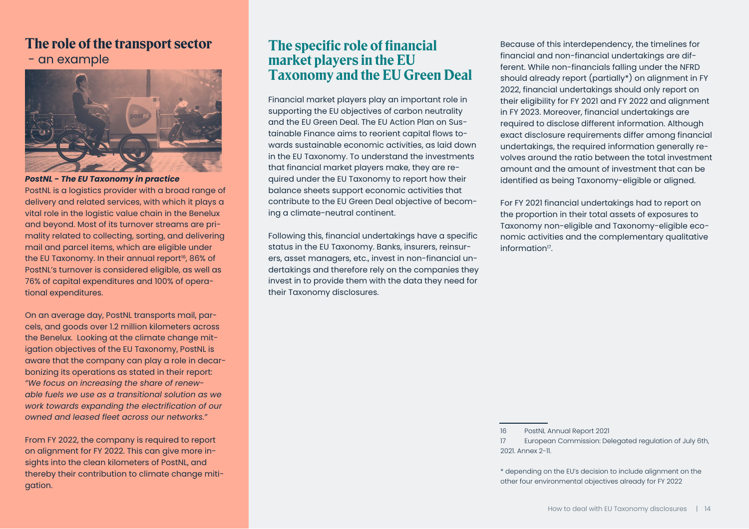## The role of the transport sector
- an example

***PostNL - The EU Taxonomy in practice***

PostNL is a logistics provider with a broad range of delivery and related services, with which it plays a vital role in the logistic value chain in the Benelux and beyond. Most of its turnover streams are primality related to collecting, sorting, and delivering mail and parcel items, which are eligible under the EU Taxonomy. In their annual report[16], 86% of PostNL's turnover is considered eligible, as well as 76% of capital expenditures and 100% of operational expenditures.

On an average day, PostNL transports mail, parcels, and goods over 1.2 million kilometers across the Benelux. Looking at the climate change mitigation objectives of the EU Taxonomy, PostNL is aware that the company can play a role in decarbonizing its operations as stated in their report: *"We focus on increasing the share of renewable fuels we use as a transitional solution as we work towards expanding the electrification of our owned and leased fleet across our networks."*

From FY 2022, the company is required to report on alignment for FY 2022. This can give more insights into the clean kilometers of PostNL, and thereby their contribution to climate change mitigation.

## The specific role of financial market players in the EU Taxonomy and the EU Green Deal

Financial market players play an important role in supporting the EU objectives of carbon neutrality and the EU Green Deal. The EU Action Plan on Sustainable Finance aims to reorient capital flows towards sustainable economic activities, as laid down in the EU Taxonomy. To understand the investments that financial market players make, they are required under the EU Taxonomy to report how their balance sheets support economic activities that contribute to the EU Green Deal objective of becoming a climate-neutral continent.

Following this, financial undertakings have a specific status in the EU Taxonomy. Banks, insurers, reinsurers, asset managers, etc., invest in non-financial undertakings and therefore rely on the companies they invest in to provide them with the data they need for their Taxonomy disclosures.

Because of this interdependency, the timelines for financial and non-financial undertakings are different. While non-financials falling under the NFRD should already report (partially*) on alignment in FY 2022, financial undertakings should only report on their eligibility for FY 2021 and FY 2022 and alignment in FY 2023. Moreover, financial undertakings are required to disclose different information. Although exact disclosure requirements differ among financial undertakings, the required information generally revolves around the ratio between the total investment amount and the amount of investment that can be identified as being Taxonomy-eligible or aligned.

For FY 2021 financial undertakings had to report on the proportion in their total assets of exposures to Taxonomy non-eligible and Taxonomy-eligible economic activities and the complementary qualitative information[17].

16 PostNL Annual Report 2021

17 European Commission: Delegated regulation of July 6th, 2021. Annex 2-11.

* depending on the EU's decision to include alignment on the other four environmental objectives already for FY 2022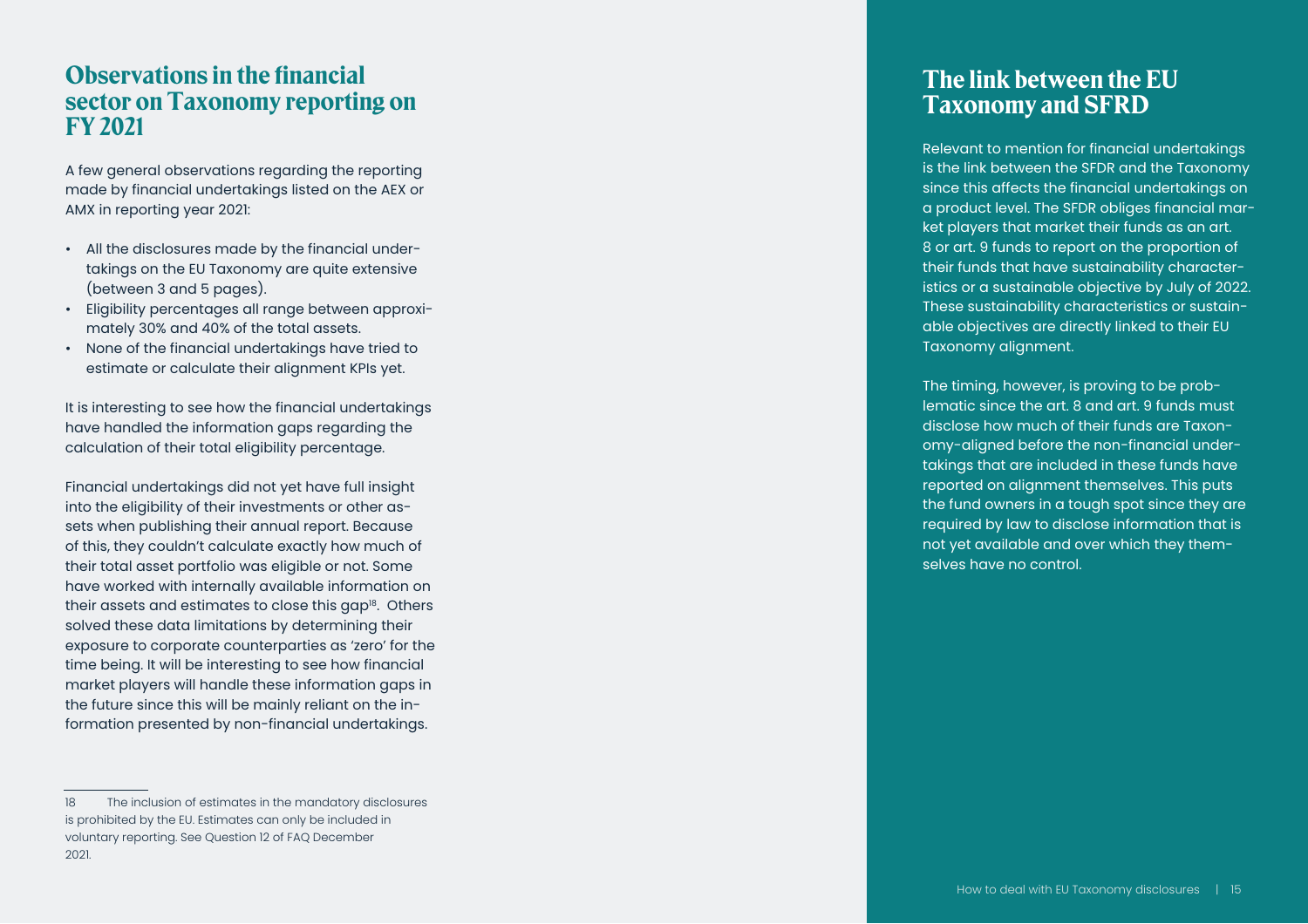## Observations in the financial sector on Taxonomy reporting on FY 2021

A few general observations regarding the reporting made by financial undertakings listed on the AEX or AMX in reporting year 2021:

- All the disclosures made by the financial undertakings on the EU Taxonomy are quite extensive (between 3 and 5 pages).
- Eligibility percentages all range between approximately 30% and 40% of the total assets.
- None of the financial undertakings have tried to estimate or calculate their alignment KPIs yet.

It is interesting to see how the financial undertakings have handled the information gaps regarding the calculation of their total eligibility percentage.

Financial undertakings did not yet have full insight into the eligibility of their investments or other assets when publishing their annual report. Because of this, they couldn't calculate exactly how much of their total asset portfolio was eligible or not. Some have worked with internally available information on their assets and estimates to close this gap[18]. Others solved these data limitations by determining their exposure to corporate counterparties as 'zero' for the time being. It will be interesting to see how financial market players will handle these information gaps in the future since this will be mainly reliant on the information presented by non-financial undertakings.

18 The inclusion of estimates in the mandatory disclosures is prohibited by the EU. Estimates can only be included in voluntary reporting. See Question 12 of FAQ December 2021.

## The link between the EU Taxonomy and SFRD

Relevant to mention for financial undertakings is the link between the SFDR and the Taxonomy since this affects the financial undertakings on a product level. The SFDR obliges financial market players that market their funds as an art. 8 or art. 9 funds to report on the proportion of their funds that have sustainability characteristics or a sustainable objective by July of 2022. These sustainability characteristics or sustainable objectives are directly linked to their EU Taxonomy alignment.

The timing, however, is proving to be problematic since the art. 8 and art. 9 funds must disclose how much of their funds are Taxonomy-aligned before the non-financial undertakings that are included in these funds have reported on alignment themselves. This puts the fund owners in a tough spot since they are required by law to disclose information that is not yet available and over which they themselves have no control.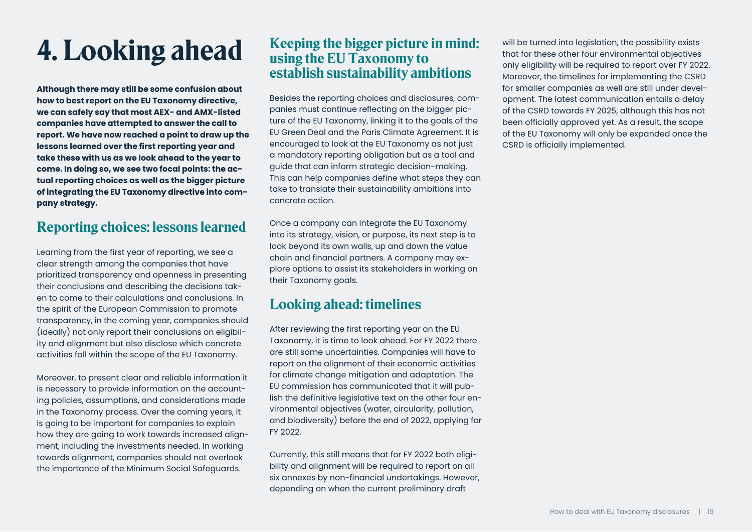# 4. Looking ahead

**Although there may still be some confusion about how to best report on the EU Taxonomy directive, we can safely say that most AEX- and AMX-listed companies have attempted to answer the call to report. We have now reached a point to draw up the lessons learned over the first reporting year and take these with us as we look ahead to the year to come. In doing so, we see two focal points: the actual reporting choices as well as the bigger picture of integrating the EU Taxonomy directive into company strategy.**

## Reporting choices: lessons learned

Learning from the first year of reporting, we see a clear strength among the companies that have prioritized transparency and openness in presenting their conclusions and describing the decisions taken to come to their calculations and conclusions. In the spirit of the European Commission to promote transparency, in the coming year, companies should (ideally) not only report their conclusions on eligibility and alignment but also disclose which concrete activities fall within the scope of the EU Taxonomy.

Moreover, to present clear and reliable information it is necessary to provide information on the accounting policies, assumptions, and considerations made in the Taxonomy process. Over the coming years, it is going to be important for companies to explain how they are going to work towards increased alignment, including the investments needed. In working towards alignment, companies should not overlook the importance of the Minimum Social Safeguards.

## Keeping the bigger picture in mind: using the EU Taxonomy to establish sustainability ambitions

Besides the reporting choices and disclosures, companies must continue reflecting on the bigger picture of the EU Taxonomy, linking it to the goals of the EU Green Deal and the Paris Climate Agreement. It is encouraged to look at the EU Taxonomy as not just a mandatory reporting obligation but as a tool and guide that can inform strategic decision-making. This can help companies define what steps they can take to translate their sustainability ambitions into concrete action.

Once a company can integrate the EU Taxonomy into its strategy, vision, or purpose, its next step is to look beyond its own walls, up and down the value chain and financial partners. A company may explore options to assist its stakeholders in working on their Taxonomy goals.

## Looking ahead: timelines

After reviewing the first reporting year on the EU Taxonomy, it is time to look ahead. For FY 2022 there are still some uncertainties. Companies will have to report on the alignment of their economic activities for climate change mitigation and adaptation. The EU commission has communicated that it will publish the definitive legislative text on the other four environmental objectives (water, circularity, pollution, and biodiversity) before the end of 2022, applying for FY 2022.

Currently, this still means that for FY 2022 both eligibility and alignment will be required to report on all six annexes by non-financial undertakings. However, depending on when the current preliminary draft will be turned into legislation, the possibility exists that for these other four environmental objectives only eligibility will be required to report over FY 2022. Moreover, the timelines for implementing the CSRD for smaller companies as well are still under development. The latest communication entails a delay of the CSRD towards FY 2025, although this has not been officially approved yet. As a result, the scope of the EU Taxonomy will only be expanded once the CSRD is officially implemented.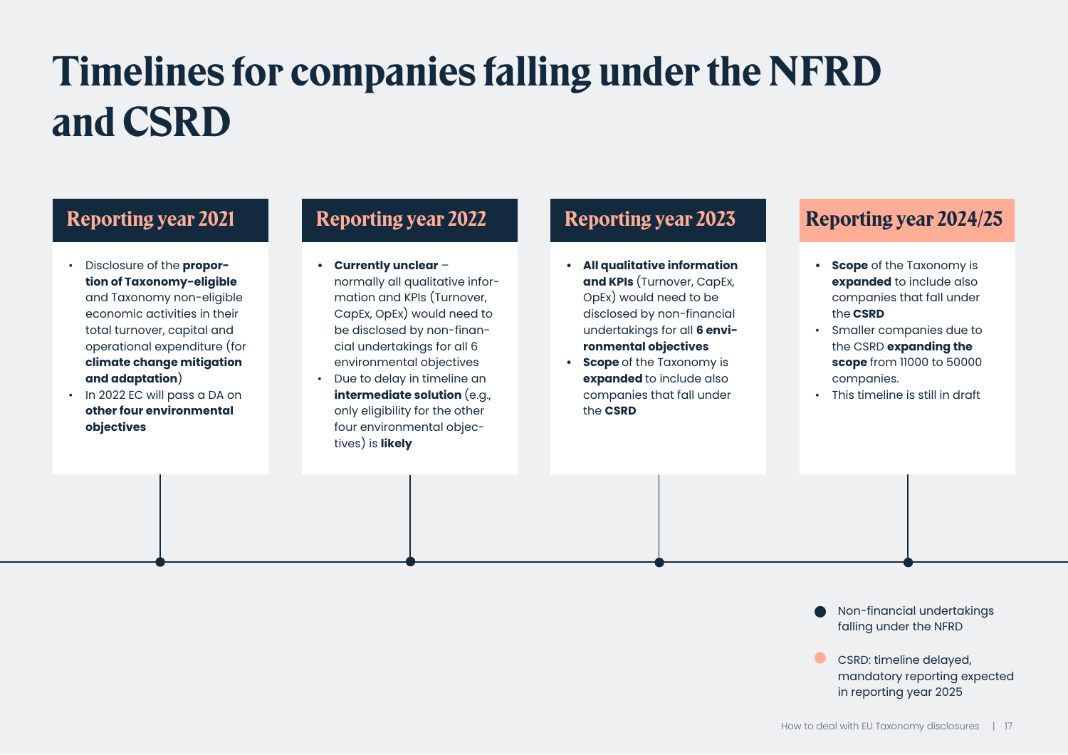# Timelines for companies falling under the NFRD and CSRD

## Reporting year 2021

- Disclosure of the **proportion of Taxonomy-eligible** and Taxonomy non-eligible economic activities in their total turnover, capital and operational expenditure (for **climate change mitigation and adaptation**)
- In 2022 EC will pass a DA on **other four environmental objectives**

## Reporting year 2022

- **Currently unclear** – normally all qualitative information and KPIs (Turnover, CapEx, OpEx) would need to be disclosed by non-financial undertakings for all 6 environmental objectives
- Due to delay in timeline an **intermediate solution** (e.g., only eligibility for the other four environmental objectives) is **likely**

## Reporting year 2023

- **All qualitative information and KPIs** (Turnover, CapEx, OpEx) would need to be disclosed by non-financial undertakings for all **6 environmental objectives**
- **Scope** of the Taxonomy is **expanded** to include also companies that fall under the **CSRD**

## Reporting year 2024/25

- **Scope** of the Taxonomy is **expanded** to include also companies that fall under the **CSRD**
- Smaller companies due to the CSRD **expanding the scope** from 11000 to 50000 companies.
- This timeline is still in draft

● Non-financial undertakings falling under the NFRD

● CSRD: timeline delayed, mandatory reporting expected in reporting year 2025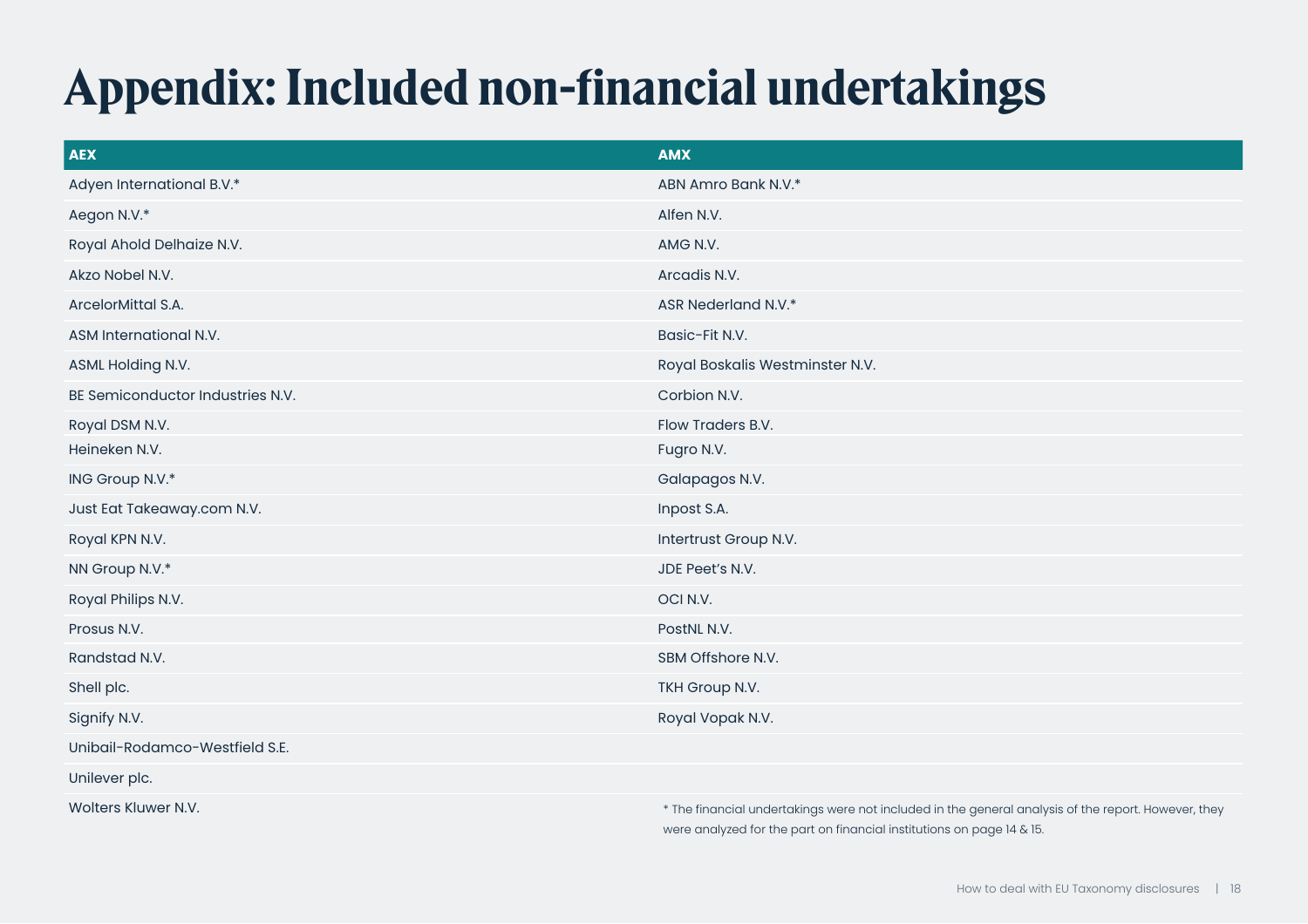# Appendix: Included non-financial undertakings

| AEX | AMX |
|---|---|
| Adyen International B.V.* | ABN Amro Bank N.V.* |
| Aegon N.V.* | Alfen N.V. |
| Royal Ahold Delhaize N.V. | AMG N.V. |
| Akzo Nobel N.V. | Arcadis N.V. |
| ArcelorMittal S.A. | ASR Nederland N.V.* |
| ASM International N.V. | Basic-Fit N.V. |
| ASML Holding N.V. | Royal Boskalis Westminster N.V. |
| BE Semiconductor Industries N.V. | Corbion N.V. |
| Royal DSM N.V. | Flow Traders B.V. |
| Heineken N.V. | Fugro N.V. |
| ING Group N.V.* | Galapagos N.V. |
| Just Eat Takeaway.com N.V. | Inpost S.A. |
| Royal KPN N.V. | Intertrust Group N.V. |
| NN Group N.V.* | JDE Peet's N.V. |
| Royal Philips N.V. | OCI N.V. |
| Prosus N.V. | PostNL N.V. |
| Randstad N.V. | SBM Offshore N.V. |
| Shell plc. | TKH Group N.V. |
| Signify N.V. | Royal Vopak N.V. |
| Unibail-Rodamco-Westfield S.E. | |
| Unilever plc. | |
| Wolters Kluwer N.V. | |

* The financial undertakings were not included in the general analysis of the report. However, they were analyzed for the part on financial institutions on page 14 & 15.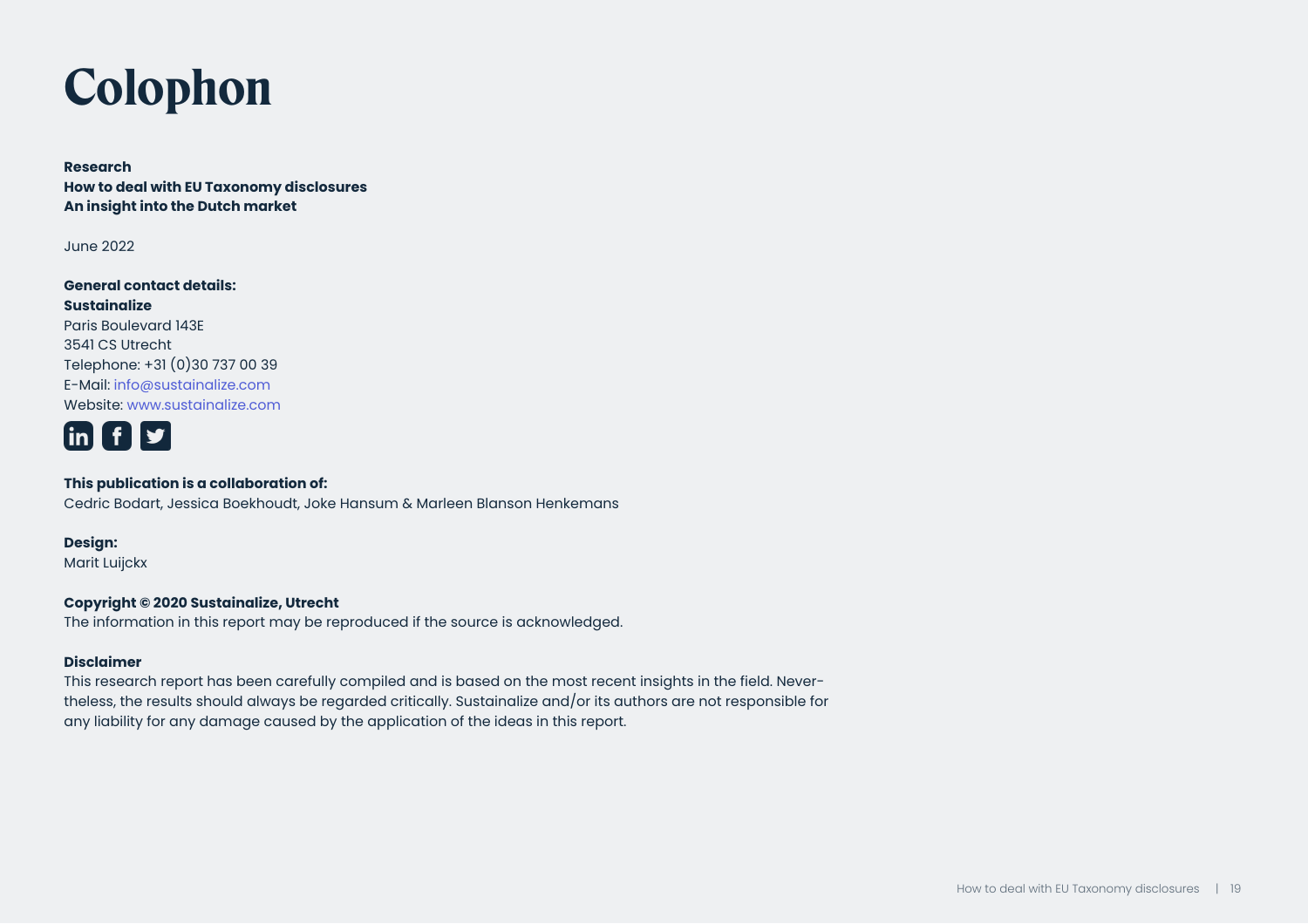# Colophon

**Research**
**How to deal with EU Taxonomy disclosures**
**An insight into the Dutch market**

June 2022

**General contact details:**
**Sustainalize**
Paris Boulevard 143E
3541 CS Utrecht
Telephone: +31 (0)30 737 00 39
E-Mail: info@sustainalize.com
Website: www.sustainalize.com

**This publication is a collaboration of:**
Cedric Bodart, Jessica Boekhoudt, Joke Hansum & Marleen Blanson Henkemans

**Design:**
Marit Luijckx

**Copyright © 2020 Sustainalize, Utrecht**
The information in this report may be reproduced if the source is acknowledged.

**Disclaimer**
This research report has been carefully compiled and is based on the most recent insights in the field. Nevertheless, the results should always be regarded critically. Sustainalize and/or its authors are not responsible for any liability for any damage caused by the application of the ideas in this report.